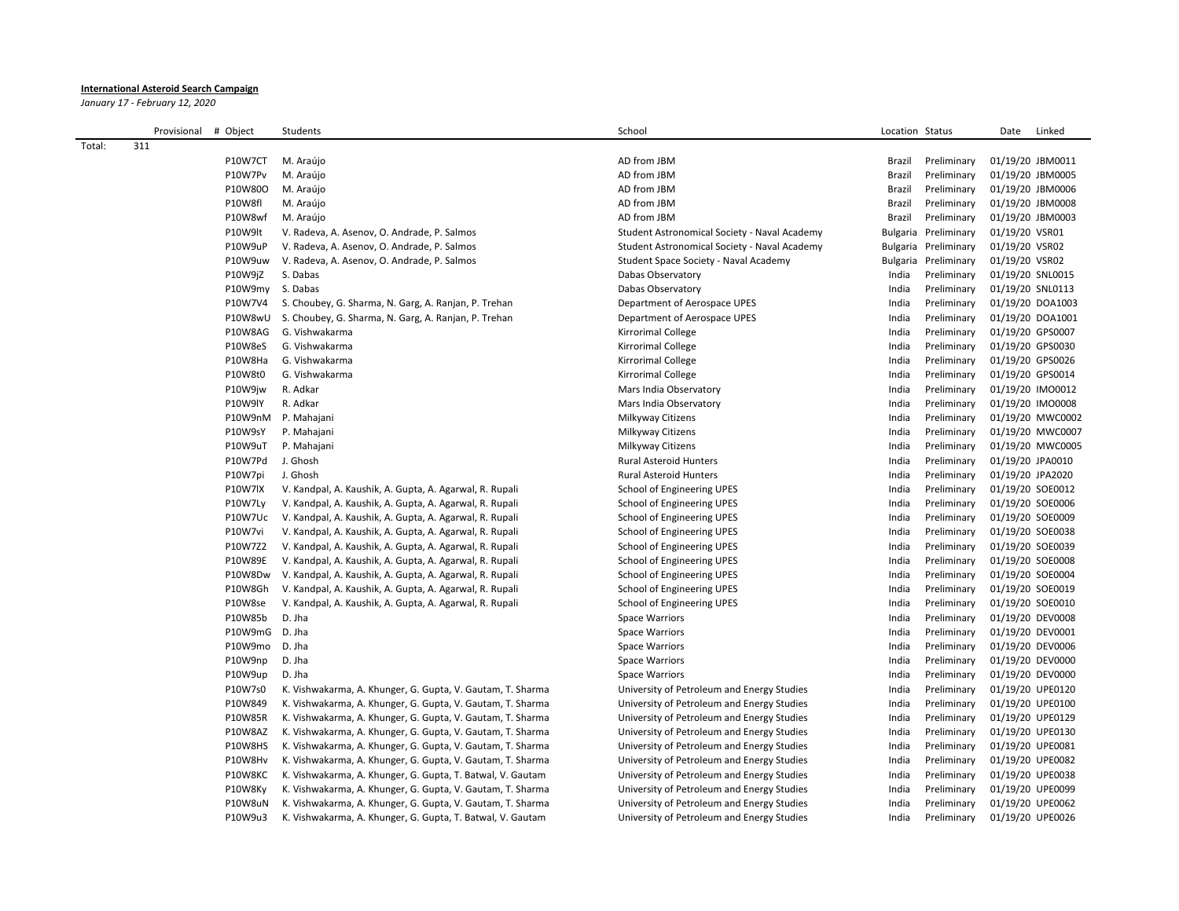**International Asteroid Search Campaign**

*January 17 - February 12, 2020*

| | Provisional | # Object | Students | School | Location | Status | Date | Linked |
|---|---|---|---|---|---|---|---|---|
| Total: | 311 | | | | | | | |
| | | P10W7CT | M. Araújo | AD from JBM | Brazil | Preliminary | 01/19/20 | JBM0011 |
| | | P10W7Pv | M. Araújo | AD from JBM | Brazil | Preliminary | 01/19/20 | JBM0005 |
| | | P10W80O | M. Araújo | AD from JBM | Brazil | Preliminary | 01/19/20 | JBM0006 |
| | | P10W8fl | M. Araújo | AD from JBM | Brazil | Preliminary | 01/19/20 | JBM0008 |
| | | P10W8wf | M. Araújo | AD from JBM | Brazil | Preliminary | 01/19/20 | JBM0003 |
| | | P10W9lt | V. Radeva, A. Asenov, O. Andrade, P. Salmos | Student Astronomical Society - Naval Academy | Bulgaria | Preliminary | 01/19/20 | VSR01 |
| | | P10W9uP | V. Radeva, A. Asenov, O. Andrade, P. Salmos | Student Astronomical Society - Naval Academy | Bulgaria | Preliminary | 01/19/20 | VSR02 |
| | | P10W9uw | V. Radeva, A. Asenov, O. Andrade, P. Salmos | Student Space Society - Naval Academy | Bulgaria | Preliminary | 01/19/20 | VSR02 |
| | | P10W9jZ | S. Dabas | Dabas Observatory | India | Preliminary | 01/19/20 | SNL0015 |
| | | P10W9my | S. Dabas | Dabas Observatory | India | Preliminary | 01/19/20 | SNL0113 |
| | | P10W7V4 | S. Choubey, G. Sharma, N. Garg, A. Ranjan, P. Trehan | Department of Aerospace UPES | India | Preliminary | 01/19/20 | DOA1003 |
| | | P10W8wU | S. Choubey, G. Sharma, N. Garg, A. Ranjan, P. Trehan | Department of Aerospace UPES | India | Preliminary | 01/19/20 | DOA1001 |
| | | P10W8AG | G. Vishwakarma | Kirrorimal College | India | Preliminary | 01/19/20 | GPS0007 |
| | | P10W8eS | G. Vishwakarma | Kirrorimal College | India | Preliminary | 01/19/20 | GPS0030 |
| | | P10W8Ha | G. Vishwakarma | Kirrorimal College | India | Preliminary | 01/19/20 | GPS0026 |
| | | P10W8t0 | G. Vishwakarma | Kirrorimal College | India | Preliminary | 01/19/20 | GPS0014 |
| | | P10W9jw | R. Adkar | Mars India Observatory | India | Preliminary | 01/19/20 | IMO0012 |
| | | P10W9lY | R. Adkar | Mars India Observatory | India | Preliminary | 01/19/20 | IMO0008 |
| | | P10W9nM | P. Mahajani | Milkyway Citizens | India | Preliminary | 01/19/20 | MWC0002 |
| | | P10W9sY | P. Mahajani | Milkyway Citizens | India | Preliminary | 01/19/20 | MWC0007 |
| | | P10W9uT | P. Mahajani | Milkyway Citizens | India | Preliminary | 01/19/20 | MWC0005 |
| | | P10W7Pd | J. Ghosh | Rural Asteroid Hunters | India | Preliminary | 01/19/20 | JPA0010 |
| | | P10W7pi | J. Ghosh | Rural Asteroid Hunters | India | Preliminary | 01/19/20 | JPA2020 |
| | | P10W7lX | V. Kandpal, A. Kaushik, A. Gupta, A. Agarwal, R. Rupali | School of Engineering UPES | India | Preliminary | 01/19/20 | SOE0012 |
| | | P10W7Ly | V. Kandpal, A. Kaushik, A. Gupta, A. Agarwal, R. Rupali | School of Engineering UPES | India | Preliminary | 01/19/20 | SOE0006 |
| | | P10W7Uc | V. Kandpal, A. Kaushik, A. Gupta, A. Agarwal, R. Rupali | School of Engineering UPES | India | Preliminary | 01/19/20 | SOE0009 |
| | | P10W7vi | V. Kandpal, A. Kaushik, A. Gupta, A. Agarwal, R. Rupali | School of Engineering UPES | India | Preliminary | 01/19/20 | SOE0038 |
| | | P10W7Z2 | V. Kandpal, A. Kaushik, A. Gupta, A. Agarwal, R. Rupali | School of Engineering UPES | India | Preliminary | 01/19/20 | SOE0039 |
| | | P10W89E | V. Kandpal, A. Kaushik, A. Gupta, A. Agarwal, R. Rupali | School of Engineering UPES | India | Preliminary | 01/19/20 | SOE0008 |
| | | P10W8Dw | V. Kandpal, A. Kaushik, A. Gupta, A. Agarwal, R. Rupali | School of Engineering UPES | India | Preliminary | 01/19/20 | SOE0004 |
| | | P10W8Gh | V. Kandpal, A. Kaushik, A. Gupta, A. Agarwal, R. Rupali | School of Engineering UPES | India | Preliminary | 01/19/20 | SOE0019 |
| | | P10W8se | V. Kandpal, A. Kaushik, A. Gupta, A. Agarwal, R. Rupali | School of Engineering UPES | India | Preliminary | 01/19/20 | SOE0010 |
| | | P10W85b | D. Jha | Space Warriors | India | Preliminary | 01/19/20 | DEV0008 |
| | | P10W9mG | D. Jha | Space Warriors | India | Preliminary | 01/19/20 | DEV0001 |
| | | P10W9mo | D. Jha | Space Warriors | India | Preliminary | 01/19/20 | DEV0006 |
| | | P10W9np | D. Jha | Space Warriors | India | Preliminary | 01/19/20 | DEV0000 |
| | | P10W9up | D. Jha | Space Warriors | India | Preliminary | 01/19/20 | DEV0000 |
| | | P10W7s0 | K. Vishwakarma, A. Khunger, G. Gupta, V. Gautam, T. Sharma | University of Petroleum and Energy Studies | India | Preliminary | 01/19/20 | UPE0120 |
| | | P10W849 | K. Vishwakarma, A. Khunger, G. Gupta, V. Gautam, T. Sharma | University of Petroleum and Energy Studies | India | Preliminary | 01/19/20 | UPE0100 |
| | | P10W85R | K. Vishwakarma, A. Khunger, G. Gupta, V. Gautam, T. Sharma | University of Petroleum and Energy Studies | India | Preliminary | 01/19/20 | UPE0129 |
| | | P10W8AZ | K. Vishwakarma, A. Khunger, G. Gupta, V. Gautam, T. Sharma | University of Petroleum and Energy Studies | India | Preliminary | 01/19/20 | UPE0130 |
| | | P10W8HS | K. Vishwakarma, A. Khunger, G. Gupta, V. Gautam, T. Sharma | University of Petroleum and Energy Studies | India | Preliminary | 01/19/20 | UPE0081 |
| | | P10W8Hv | K. Vishwakarma, A. Khunger, G. Gupta, V. Gautam, T. Sharma | University of Petroleum and Energy Studies | India | Preliminary | 01/19/20 | UPE0082 |
| | | P10W8KC | K. Vishwakarma, A. Khunger, G. Gupta, T. Batwal, V. Gautam | University of Petroleum and Energy Studies | India | Preliminary | 01/19/20 | UPE0038 |
| | | P10W8Ky | K. Vishwakarma, A. Khunger, G. Gupta, V. Gautam, T. Sharma | University of Petroleum and Energy Studies | India | Preliminary | 01/19/20 | UPE0099 |
| | | P10W8uN | K. Vishwakarma, A. Khunger, G. Gupta, V. Gautam, T. Sharma | University of Petroleum and Energy Studies | India | Preliminary | 01/19/20 | UPE0062 |
| | | P10W9u3 | K. Vishwakarma, A. Khunger, G. Gupta, T. Batwal, V. Gautam | University of Petroleum and Energy Studies | India | Preliminary | 01/19/20 | UPE0026 |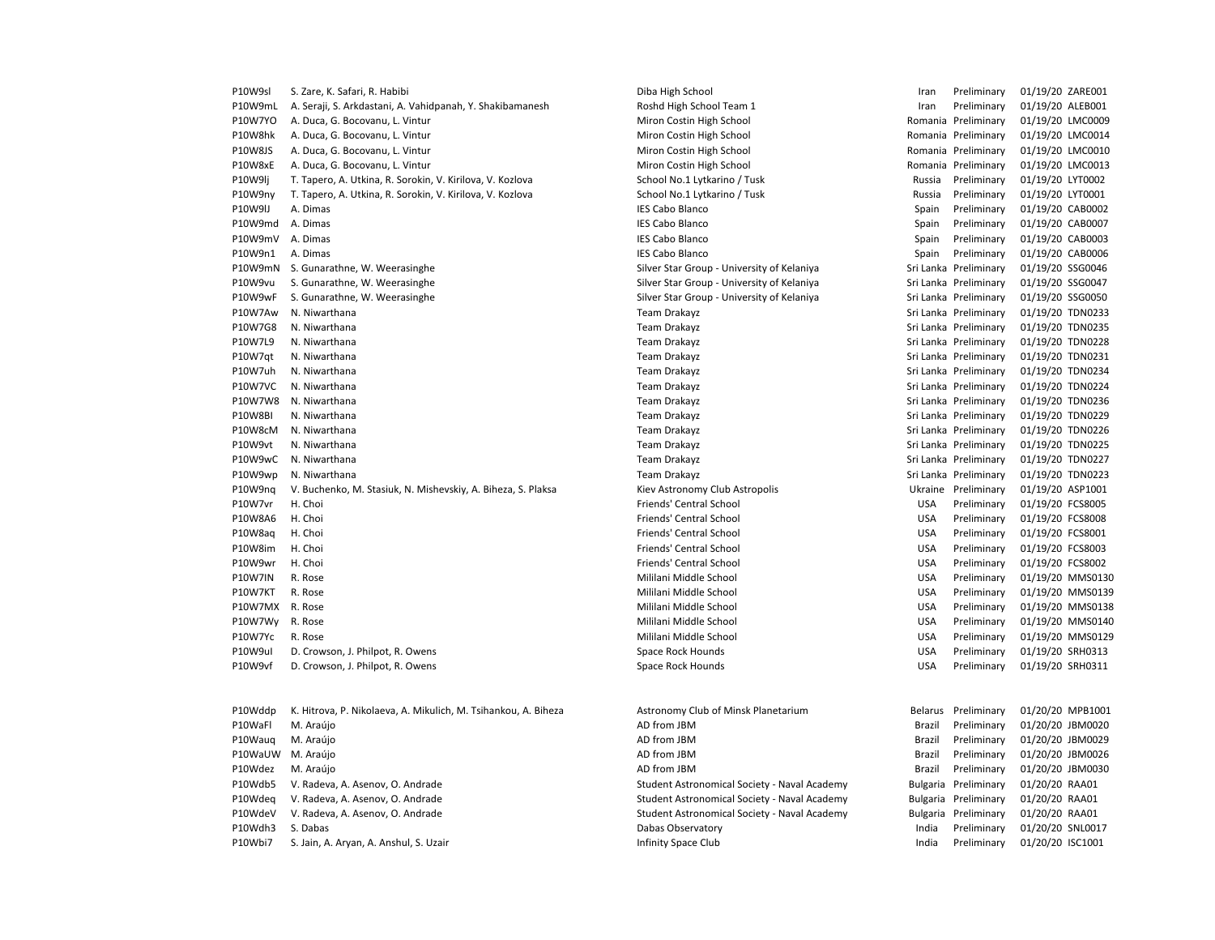| | | | | | | |
|---|---|---|---|---|---|---|
| P10W9sl | S. Zare, K. Safari, R. Habibi | Diba High School | Iran | Preliminary | 01/19/20 | ZARE001 |
| P10W9mL | A. Seraji, S. Arkdastani, A. Vahidpanah, Y. Shakibamanesh | Roshd High School Team 1 | Iran | Preliminary | 01/19/20 | ALEB001 |
| P10W7YO | A. Duca, G. Bocovanu, L. Vintur | Miron Costin High School | Romania | Preliminary | 01/19/20 | LMC0009 |
| P10W8hk | A. Duca, G. Bocovanu, L. Vintur | Miron Costin High School | Romania | Preliminary | 01/19/20 | LMC0014 |
| P10W8JS | A. Duca, G. Bocovanu, L. Vintur | Miron Costin High School | Romania | Preliminary | 01/19/20 | LMC0010 |
| P10W8xE | A. Duca, G. Bocovanu, L. Vintur | Miron Costin High School | Romania | Preliminary | 01/19/20 | LMC0013 |
| P10W9lj | T. Tapero, A. Utkina, R. Sorokin, V. Kirilova, V. Kozlova | School No.1 Lytkarino / Tusk | Russia | Preliminary | 01/19/20 | LYT0002 |
| P10W9ny | T. Tapero, A. Utkina, R. Sorokin, V. Kirilova, V. Kozlova | School No.1 Lytkarino / Tusk | Russia | Preliminary | 01/19/20 | LYT0001 |
| P10W9lJ | A. Dimas | IES Cabo Blanco | Spain | Preliminary | 01/19/20 | CAB0002 |
| P10W9md | A. Dimas | IES Cabo Blanco | Spain | Preliminary | 01/19/20 | CAB0007 |
| P10W9mV | A. Dimas | IES Cabo Blanco | Spain | Preliminary | 01/19/20 | CAB0003 |
| P10W9n1 | A. Dimas | IES Cabo Blanco | Spain | Preliminary | 01/19/20 | CAB0006 |
| P10W9mN | S. Gunarathne, W. Weerasinghe | Silver Star Group - University of Kelaniya | Sri Lanka | Preliminary | 01/19/20 | SSG0046 |
| P10W9vu | S. Gunarathne, W. Weerasinghe | Silver Star Group - University of Kelaniya | Sri Lanka | Preliminary | 01/19/20 | SSG0047 |
| P10W9wF | S. Gunarathne, W. Weerasinghe | Silver Star Group - University of Kelaniya | Sri Lanka | Preliminary | 01/19/20 | SSG0050 |
| P10W7Aw | N. Niwarthana | Team Drakayz | Sri Lanka | Preliminary | 01/19/20 | TDN0233 |
| P10W7G8 | N. Niwarthana | Team Drakayz | Sri Lanka | Preliminary | 01/19/20 | TDN0235 |
| P10W7L9 | N. Niwarthana | Team Drakayz | Sri Lanka | Preliminary | 01/19/20 | TDN0228 |
| P10W7qt | N. Niwarthana | Team Drakayz | Sri Lanka | Preliminary | 01/19/20 | TDN0231 |
| P10W7uh | N. Niwarthana | Team Drakayz | Sri Lanka | Preliminary | 01/19/20 | TDN0234 |
| P10W7VC | N. Niwarthana | Team Drakayz | Sri Lanka | Preliminary | 01/19/20 | TDN0224 |
| P10W7W8 | N. Niwarthana | Team Drakayz | Sri Lanka | Preliminary | 01/19/20 | TDN0236 |
| P10W8BI | N. Niwarthana | Team Drakayz | Sri Lanka | Preliminary | 01/19/20 | TDN0229 |
| P10W8cM | N. Niwarthana | Team Drakayz | Sri Lanka | Preliminary | 01/19/20 | TDN0226 |
| P10W9vt | N. Niwarthana | Team Drakayz | Sri Lanka | Preliminary | 01/19/20 | TDN0225 |
| P10W9wC | N. Niwarthana | Team Drakayz | Sri Lanka | Preliminary | 01/19/20 | TDN0227 |
| P10W9wp | N. Niwarthana | Team Drakayz | Sri Lanka | Preliminary | 01/19/20 | TDN0223 |
| P10W9nq | V. Buchenko, M. Stasiuk, N. Mishevskiy, A. Biheza, S. Plaksa | Kiev Astronomy Club Astropolis | Ukraine | Preliminary | 01/19/20 | ASP1001 |
| P10W7vr | H. Choi | Friends' Central School | USA | Preliminary | 01/19/20 | FCS8005 |
| P10W8A6 | H. Choi | Friends' Central School | USA | Preliminary | 01/19/20 | FCS8008 |
| P10W8aq | H. Choi | Friends' Central School | USA | Preliminary | 01/19/20 | FCS8001 |
| P10W8im | H. Choi | Friends' Central School | USA | Preliminary | 01/19/20 | FCS8003 |
| P10W9wr | H. Choi | Friends' Central School | USA | Preliminary | 01/19/20 | FCS8002 |
| P10W7IN | R. Rose | Mililani Middle School | USA | Preliminary | 01/19/20 | MMS0130 |
| P10W7KT | R. Rose | Mililani Middle School | USA | Preliminary | 01/19/20 | MMS0139 |
| P10W7MX | R. Rose | Mililani Middle School | USA | Preliminary | 01/19/20 | MMS0138 |
| P10W7Wy | R. Rose | Mililani Middle School | USA | Preliminary | 01/19/20 | MMS0140 |
| P10W7Yc | R. Rose | Mililani Middle School | USA | Preliminary | 01/19/20 | MMS0129 |
| P10W9ul | D. Crowson, J. Philpot, R. Owens | Space Rock Hounds | USA | Preliminary | 01/19/20 | SRH0313 |
| P10W9vf | D. Crowson, J. Philpot, R. Owens | Space Rock Hounds | USA | Preliminary | 01/19/20 | SRH0311 |
| | | | | | | |
| P10Wddp | K. Hitrova, P. Nikolaeva, A. Mikulich, M. Tsihankou, A. Biheza | Astronomy Club of Minsk Planetarium | Belarus | Preliminary | 01/20/20 | MPB1001 |
| P10WaFl | M. Araújo | AD from JBM | Brazil | Preliminary | 01/20/20 | JBM0020 |
| P10Wauq | M. Araújo | AD from JBM | Brazil | Preliminary | 01/20/20 | JBM0029 |
| P10WaUW | M. Araújo | AD from JBM | Brazil | Preliminary | 01/20/20 | JBM0026 |
| P10Wdez | M. Araújo | AD from JBM | Brazil | Preliminary | 01/20/20 | JBM0030 |
| P10Wdb5 | V. Radeva, A. Asenov, O. Andrade | Student Astronomical Society - Naval Academy | Bulgaria | Preliminary | 01/20/20 | RAA01 |
| P10Wdeq | V. Radeva, A. Asenov, O. Andrade | Student Astronomical Society - Naval Academy | Bulgaria | Preliminary | 01/20/20 | RAA01 |
| P10WdeV | V. Radeva, A. Asenov, O. Andrade | Student Astronomical Society - Naval Academy | Bulgaria | Preliminary | 01/20/20 | RAA01 |
| P10Wdh3 | S. Dabas | Dabas Observatory | India | Preliminary | 01/20/20 | SNL0017 |
| P10Wbi7 | S. Jain, A. Aryan, A. Anshul, S. Uzair | Infinity Space Club | India | Preliminary | 01/20/20 | ISC1001 |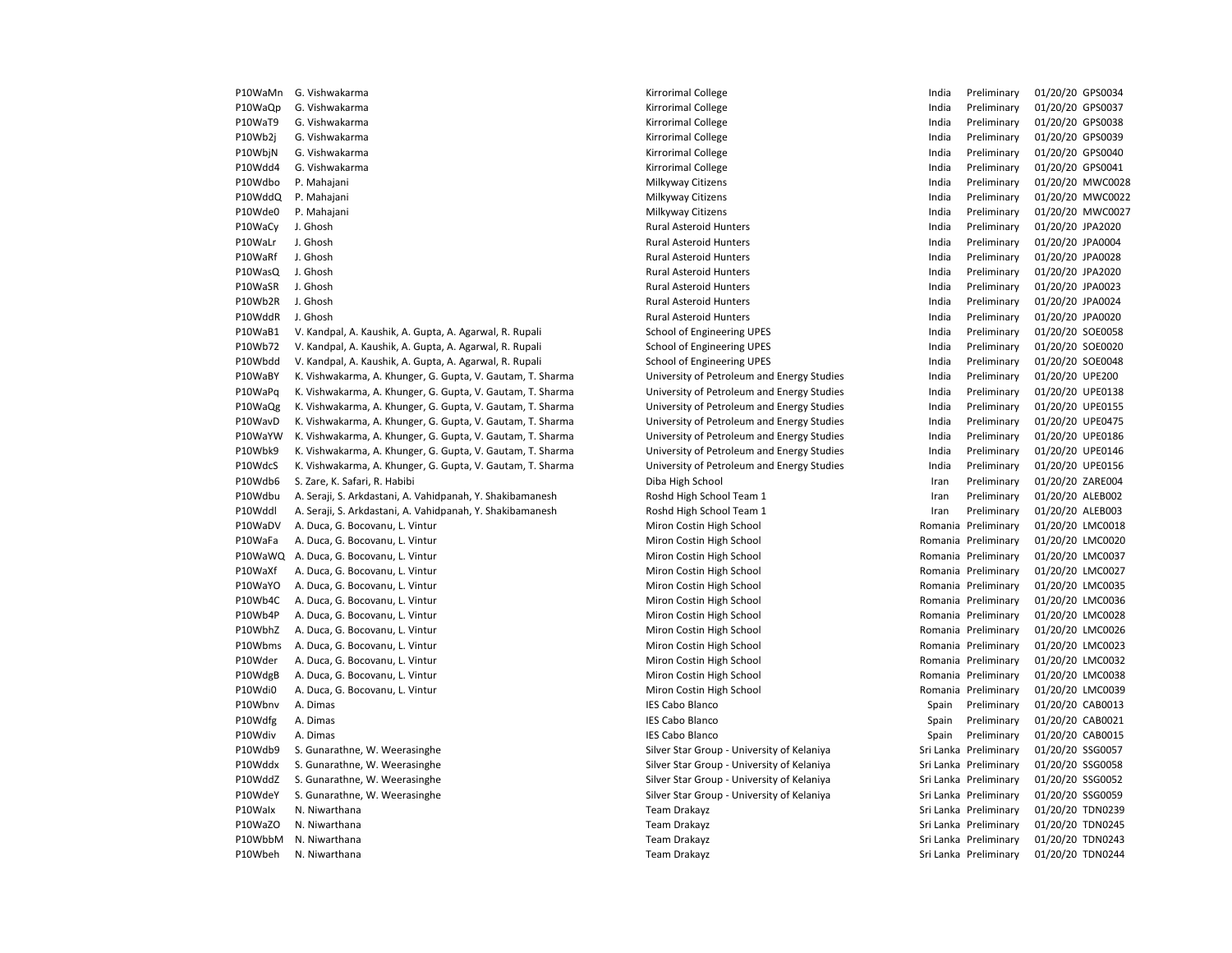| | | | | | | |
|---|---|---|---|---|---|---|
| P10WaMn | G. Vishwakarma | Kirrorimal College | India | Preliminary | 01/20/20 | GPS0034 |
| P10WaQp | G. Vishwakarma | Kirrorimal College | India | Preliminary | 01/20/20 | GPS0037 |
| P10WaT9 | G. Vishwakarma | Kirrorimal College | India | Preliminary | 01/20/20 | GPS0038 |
| P10Wb2j | G. Vishwakarma | Kirrorimal College | India | Preliminary | 01/20/20 | GPS0039 |
| P10WbjN | G. Vishwakarma | Kirrorimal College | India | Preliminary | 01/20/20 | GPS0040 |
| P10Wdd4 | G. Vishwakarma | Kirrorimal College | India | Preliminary | 01/20/20 | GPS0041 |
| P10Wdbo | P. Mahajani | Milkyway Citizens | India | Preliminary | 01/20/20 | MWC0028 |
| P10WddQ | P. Mahajani | Milkyway Citizens | India | Preliminary | 01/20/20 | MWC0022 |
| P10Wde0 | P. Mahajani | Milkyway Citizens | India | Preliminary | 01/20/20 | MWC0027 |
| P10WaCy | J. Ghosh | Rural Asteroid Hunters | India | Preliminary | 01/20/20 | JPA2020 |
| P10WaLr | J. Ghosh | Rural Asteroid Hunters | India | Preliminary | 01/20/20 | JPA0004 |
| P10WaRf | J. Ghosh | Rural Asteroid Hunters | India | Preliminary | 01/20/20 | JPA0028 |
| P10WasQ | J. Ghosh | Rural Asteroid Hunters | India | Preliminary | 01/20/20 | JPA2020 |
| P10WaSR | J. Ghosh | Rural Asteroid Hunters | India | Preliminary | 01/20/20 | JPA0023 |
| P10Wb2R | J. Ghosh | Rural Asteroid Hunters | India | Preliminary | 01/20/20 | JPA0024 |
| P10WddR | J. Ghosh | Rural Asteroid Hunters | India | Preliminary | 01/20/20 | JPA0020 |
| P10WaB1 | V. Kandpal, A. Kaushik, A. Gupta, A. Agarwal, R. Rupali | School of Engineering UPES | India | Preliminary | 01/20/20 | SOE0058 |
| P10Wb72 | V. Kandpal, A. Kaushik, A. Gupta, A. Agarwal, R. Rupali | School of Engineering UPES | India | Preliminary | 01/20/20 | SOE0020 |
| P10Wbdd | V. Kandpal, A. Kaushik, A. Gupta, A. Agarwal, R. Rupali | School of Engineering UPES | India | Preliminary | 01/20/20 | SOE0048 |
| P10WaBY | K. Vishwakarma, A. Khunger, G. Gupta, V. Gautam, T. Sharma | University of Petroleum and Energy Studies | India | Preliminary | 01/20/20 | UPE200 |
| P10WaPq | K. Vishwakarma, A. Khunger, G. Gupta, V. Gautam, T. Sharma | University of Petroleum and Energy Studies | India | Preliminary | 01/20/20 | UPE0138 |
| P10WaQg | K. Vishwakarma, A. Khunger, G. Gupta, V. Gautam, T. Sharma | University of Petroleum and Energy Studies | India | Preliminary | 01/20/20 | UPE0155 |
| P10WavD | K. Vishwakarma, A. Khunger, G. Gupta, V. Gautam, T. Sharma | University of Petroleum and Energy Studies | India | Preliminary | 01/20/20 | UPE0475 |
| P10WaYW | K. Vishwakarma, A. Khunger, G. Gupta, V. Gautam, T. Sharma | University of Petroleum and Energy Studies | India | Preliminary | 01/20/20 | UPE0186 |
| P10Wbk9 | K. Vishwakarma, A. Khunger, G. Gupta, V. Gautam, T. Sharma | University of Petroleum and Energy Studies | India | Preliminary | 01/20/20 | UPE0146 |
| P10WdcS | K. Vishwakarma, A. Khunger, G. Gupta, V. Gautam, T. Sharma | University of Petroleum and Energy Studies | India | Preliminary | 01/20/20 | UPE0156 |
| P10Wdb6 | S. Zare, K. Safari, R. Habibi | Diba High School | Iran | Preliminary | 01/20/20 | ZARE004 |
| P10Wdbu | A. Seraji, S. Arkdastani, A. Vahidpanah, Y. Shakibamanesh | Roshd High School Team 1 | Iran | Preliminary | 01/20/20 | ALEB002 |
| P10Wddl | A. Seraji, S. Arkdastani, A. Vahidpanah, Y. Shakibamanesh | Roshd High School Team 1 | Iran | Preliminary | 01/20/20 | ALEB003 |
| P10WaDV | A. Duca, G. Bocovanu, L. Vintur | Miron Costin High School | Romania | Preliminary | 01/20/20 | LMC0018 |
| P10WaFa | A. Duca, G. Bocovanu, L. Vintur | Miron Costin High School | Romania | Preliminary | 01/20/20 | LMC0020 |
| P10WaWQ | A. Duca, G. Bocovanu, L. Vintur | Miron Costin High School | Romania | Preliminary | 01/20/20 | LMC0037 |
| P10WaXf | A. Duca, G. Bocovanu, L. Vintur | Miron Costin High School | Romania | Preliminary | 01/20/20 | LMC0027 |
| P10WaYO | A. Duca, G. Bocovanu, L. Vintur | Miron Costin High School | Romania | Preliminary | 01/20/20 | LMC0035 |
| P10Wb4C | A. Duca, G. Bocovanu, L. Vintur | Miron Costin High School | Romania | Preliminary | 01/20/20 | LMC0036 |
| P10Wb4P | A. Duca, G. Bocovanu, L. Vintur | Miron Costin High School | Romania | Preliminary | 01/20/20 | LMC0028 |
| P10WbhZ | A. Duca, G. Bocovanu, L. Vintur | Miron Costin High School | Romania | Preliminary | 01/20/20 | LMC0026 |
| P10Wbms | A. Duca, G. Bocovanu, L. Vintur | Miron Costin High School | Romania | Preliminary | 01/20/20 | LMC0023 |
| P10Wder | A. Duca, G. Bocovanu, L. Vintur | Miron Costin High School | Romania | Preliminary | 01/20/20 | LMC0032 |
| P10WdgB | A. Duca, G. Bocovanu, L. Vintur | Miron Costin High School | Romania | Preliminary | 01/20/20 | LMC0038 |
| P10Wdi0 | A. Duca, G. Bocovanu, L. Vintur | Miron Costin High School | Romania | Preliminary | 01/20/20 | LMC0039 |
| P10Wbnv | A. Dimas | IES Cabo Blanco | Spain | Preliminary | 01/20/20 | CAB0013 |
| P10Wdfg | A. Dimas | IES Cabo Blanco | Spain | Preliminary | 01/20/20 | CAB0021 |
| P10Wdiv | A. Dimas | IES Cabo Blanco | Spain | Preliminary | 01/20/20 | CAB0015 |
| P10Wdb9 | S. Gunarathne, W. Weerasinghe | Silver Star Group - University of Kelaniya | Sri Lanka | Preliminary | 01/20/20 | SSG0057 |
| P10Wddx | S. Gunarathne, W. Weerasinghe | Silver Star Group - University of Kelaniya | Sri Lanka | Preliminary | 01/20/20 | SSG0058 |
| P10WddZ | S. Gunarathne, W. Weerasinghe | Silver Star Group - University of Kelaniya | Sri Lanka | Preliminary | 01/20/20 | SSG0052 |
| P10WdeY | S. Gunarathne, W. Weerasinghe | Silver Star Group - University of Kelaniya | Sri Lanka | Preliminary | 01/20/20 | SSG0059 |
| P10Walx | N. Niwarthana | Team Drakayz | Sri Lanka | Preliminary | 01/20/20 | TDN0239 |
| P10WaZO | N. Niwarthana | Team Drakayz | Sri Lanka | Preliminary | 01/20/20 | TDN0245 |
| P10WbbM | N. Niwarthana | Team Drakayz | Sri Lanka | Preliminary | 01/20/20 | TDN0243 |
| P10Wbeh | N. Niwarthana | Team Drakayz | Sri Lanka | Preliminary | 01/20/20 | TDN0244 |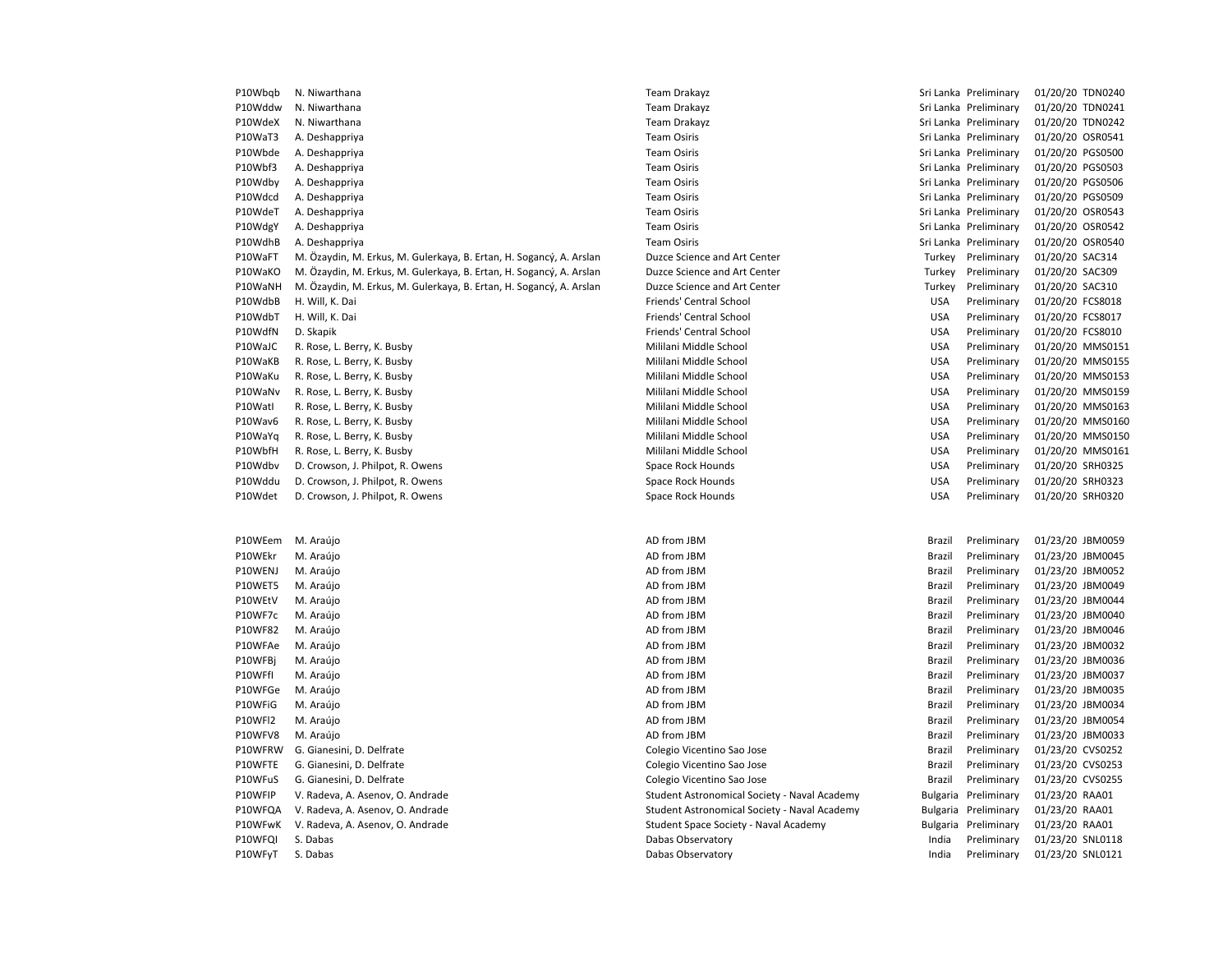| | | | | | | |
|---|---|---|---|---|---|---|
| P10Wbqb | N. Niwarthana | Team Drakayz | Sri Lanka | Preliminary | 01/20/20 | TDN0240 |
| P10Wddw | N. Niwarthana | Team Drakayz | Sri Lanka | Preliminary | 01/20/20 | TDN0241 |
| P10WdeX | N. Niwarthana | Team Drakayz | Sri Lanka | Preliminary | 01/20/20 | TDN0242 |
| P10WaT3 | A. Deshappriya | Team Osiris | Sri Lanka | Preliminary | 01/20/20 | OSR0541 |
| P10Wbde | A. Deshappriya | Team Osiris | Sri Lanka | Preliminary | 01/20/20 | PGS0500 |
| P10Wbf3 | A. Deshappriya | Team Osiris | Sri Lanka | Preliminary | 01/20/20 | PGS0503 |
| P10Wdby | A. Deshappriya | Team Osiris | Sri Lanka | Preliminary | 01/20/20 | PGS0506 |
| P10Wdcd | A. Deshappriya | Team Osiris | Sri Lanka | Preliminary | 01/20/20 | PGS0509 |
| P10WdeT | A. Deshappriya | Team Osiris | Sri Lanka | Preliminary | 01/20/20 | OSR0543 |
| P10WdgY | A. Deshappriya | Team Osiris | Sri Lanka | Preliminary | 01/20/20 | OSR0542 |
| P10WdhB | A. Deshappriya | Team Osiris | Sri Lanka | Preliminary | 01/20/20 | OSR0540 |
| P10WaFT | M. Özaydin, M. Erkus, M. Gulerkaya, B. Ertan, H. Sogancý, A. Arslan | Duzce Science and Art Center | Turkey | Preliminary | 01/20/20 | SAC314 |
| P10WaKO | M. Özaydin, M. Erkus, M. Gulerkaya, B. Ertan, H. Sogancý, A. Arslan | Duzce Science and Art Center | Turkey | Preliminary | 01/20/20 | SAC309 |
| P10WaNH | M. Özaydin, M. Erkus, M. Gulerkaya, B. Ertan, H. Sogancý, A. Arslan | Duzce Science and Art Center | Turkey | Preliminary | 01/20/20 | SAC310 |
| P10WdbB | H. Will, K. Dai | Friends' Central School | USA | Preliminary | 01/20/20 | FCS8018 |
| P10WdbT | H. Will, K. Dai | Friends' Central School | USA | Preliminary | 01/20/20 | FCS8017 |
| P10WdfN | D. Skapik | Friends' Central School | USA | Preliminary | 01/20/20 | FCS8010 |
| P10WaJC | R. Rose, L. Berry, K. Busby | Mililani Middle School | USA | Preliminary | 01/20/20 | MMS0151 |
| P10WaKB | R. Rose, L. Berry, K. Busby | Mililani Middle School | USA | Preliminary | 01/20/20 | MMS0155 |
| P10WaKu | R. Rose, L. Berry, K. Busby | Mililani Middle School | USA | Preliminary | 01/20/20 | MMS0153 |
| P10WaNv | R. Rose, L. Berry, K. Busby | Mililani Middle School | USA | Preliminary | 01/20/20 | MMS0159 |
| P10WatI | R. Rose, L. Berry, K. Busby | Mililani Middle School | USA | Preliminary | 01/20/20 | MMS0163 |
| P10Wav6 | R. Rose, L. Berry, K. Busby | Mililani Middle School | USA | Preliminary | 01/20/20 | MMS0160 |
| P10WaYq | R. Rose, L. Berry, K. Busby | Mililani Middle School | USA | Preliminary | 01/20/20 | MMS0150 |
| P10WbfH | R. Rose, L. Berry, K. Busby | Mililani Middle School | USA | Preliminary | 01/20/20 | MMS0161 |
| P10Wdbv | D. Crowson, J. Philpot, R. Owens | Space Rock Hounds | USA | Preliminary | 01/20/20 | SRH0325 |
| P10Wddu | D. Crowson, J. Philpot, R. Owens | Space Rock Hounds | USA | Preliminary | 01/20/20 | SRH0323 |
| P10Wdet | D. Crowson, J. Philpot, R. Owens | Space Rock Hounds | USA | Preliminary | 01/20/20 | SRH0320 |
| | | | | | | |
| P10WEem | M. Araújo | AD from JBM | Brazil | Preliminary | 01/23/20 | JBM0059 |
| P10WEkr | M. Araújo | AD from JBM | Brazil | Preliminary | 01/23/20 | JBM0045 |
| P10WENJ | M. Araújo | AD from JBM | Brazil | Preliminary | 01/23/20 | JBM0052 |
| P10WET5 | M. Araújo | AD from JBM | Brazil | Preliminary | 01/23/20 | JBM0049 |
| P10WEtV | M. Araújo | AD from JBM | Brazil | Preliminary | 01/23/20 | JBM0044 |
| P10WF7c | M. Araújo | AD from JBM | Brazil | Preliminary | 01/23/20 | JBM0040 |
| P10WF82 | M. Araújo | AD from JBM | Brazil | Preliminary | 01/23/20 | JBM0046 |
| P10WFAe | M. Araújo | AD from JBM | Brazil | Preliminary | 01/23/20 | JBM0032 |
| P10WFBj | M. Araújo | AD from JBM | Brazil | Preliminary | 01/23/20 | JBM0036 |
| P10WFfl | M. Araújo | AD from JBM | Brazil | Preliminary | 01/23/20 | JBM0037 |
| P10WFGe | M. Araújo | AD from JBM | Brazil | Preliminary | 01/23/20 | JBM0035 |
| P10WFiG | M. Araújo | AD from JBM | Brazil | Preliminary | 01/23/20 | JBM0034 |
| P10WFl2 | M. Araújo | AD from JBM | Brazil | Preliminary | 01/23/20 | JBM0054 |
| P10WFV8 | M. Araújo | AD from JBM | Brazil | Preliminary | 01/23/20 | JBM0033 |
| P10WFRW | G. Gianesini, D. Delfrate | Colegio Vicentino Sao Jose | Brazil | Preliminary | 01/23/20 | CVS0252 |
| P10WFTE | G. Gianesini, D. Delfrate | Colegio Vicentino Sao Jose | Brazil | Preliminary | 01/23/20 | CVS0253 |
| P10WFuS | G. Gianesini, D. Delfrate | Colegio Vicentino Sao Jose | Brazil | Preliminary | 01/23/20 | CVS0255 |
| P10WFlP | V. Radeva, A. Asenov, O. Andrade | Student Astronomical Society - Naval Academy | Bulgaria | Preliminary | 01/23/20 | RAA01 |
| P10WFQA | V. Radeva, A. Asenov, O. Andrade | Student Astronomical Society - Naval Academy | Bulgaria | Preliminary | 01/23/20 | RAA01 |
| P10WFwK | V. Radeva, A. Asenov, O. Andrade | Student Space Society - Naval Academy | Bulgaria | Preliminary | 01/23/20 | RAA01 |
| P10WFQI | S. Dabas | Dabas Observatory | India | Preliminary | 01/23/20 | SNL0118 |
| P10WFyT | S. Dabas | Dabas Observatory | India | Preliminary | 01/23/20 | SNL0121 |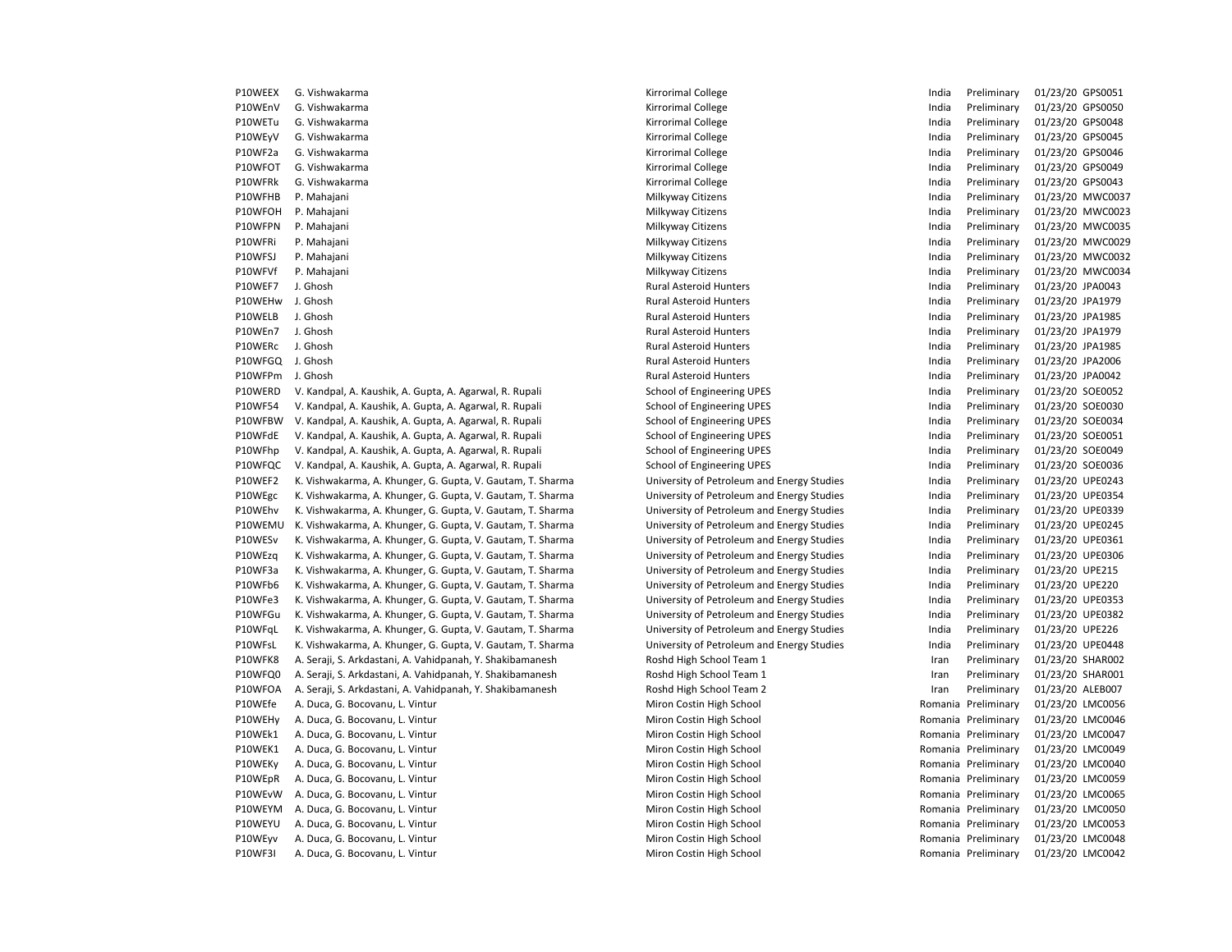| | | | | | | |
|---|---|---|---|---|---|---|
| P10WEEX | G. Vishwakarma | Kirrorimal College | India | Preliminary | 01/23/20 | GPS0051 |
| P10WEnV | G. Vishwakarma | Kirrorimal College | India | Preliminary | 01/23/20 | GPS0050 |
| P10WETu | G. Vishwakarma | Kirrorimal College | India | Preliminary | 01/23/20 | GPS0048 |
| P10WEyV | G. Vishwakarma | Kirrorimal College | India | Preliminary | 01/23/20 | GPS0045 |
| P10WF2a | G. Vishwakarma | Kirrorimal College | India | Preliminary | 01/23/20 | GPS0046 |
| P10WFOT | G. Vishwakarma | Kirrorimal College | India | Preliminary | 01/23/20 | GPS0049 |
| P10WFRk | G. Vishwakarma | Kirrorimal College | India | Preliminary | 01/23/20 | GPS0043 |
| P10WFHB | P. Mahajani | Milkyway Citizens | India | Preliminary | 01/23/20 | MWC0037 |
| P10WFOH | P. Mahajani | Milkyway Citizens | India | Preliminary | 01/23/20 | MWC0023 |
| P10WFPN | P. Mahajani | Milkyway Citizens | India | Preliminary | 01/23/20 | MWC0035 |
| P10WFRi | P. Mahajani | Milkyway Citizens | India | Preliminary | 01/23/20 | MWC0029 |
| P10WFSJ | P. Mahajani | Milkyway Citizens | India | Preliminary | 01/23/20 | MWC0032 |
| P10WFVf | P. Mahajani | Milkyway Citizens | India | Preliminary | 01/23/20 | MWC0034 |
| P10WEF7 | J. Ghosh | Rural Asteroid Hunters | India | Preliminary | 01/23/20 | JPA0043 |
| P10WEHw | J. Ghosh | Rural Asteroid Hunters | India | Preliminary | 01/23/20 | JPA1979 |
| P10WELB | J. Ghosh | Rural Asteroid Hunters | India | Preliminary | 01/23/20 | JPA1985 |
| P10WEn7 | J. Ghosh | Rural Asteroid Hunters | India | Preliminary | 01/23/20 | JPA1979 |
| P10WERc | J. Ghosh | Rural Asteroid Hunters | India | Preliminary | 01/23/20 | JPA1985 |
| P10WFGQ | J. Ghosh | Rural Asteroid Hunters | India | Preliminary | 01/23/20 | JPA2006 |
| P10WFPm | J. Ghosh | Rural Asteroid Hunters | India | Preliminary | 01/23/20 | JPA0042 |
| P10WERD | V. Kandpal, A. Kaushik, A. Gupta, A. Agarwal, R. Rupali | School of Engineering UPES | India | Preliminary | 01/23/20 | SOE0052 |
| P10WF54 | V. Kandpal, A. Kaushik, A. Gupta, A. Agarwal, R. Rupali | School of Engineering UPES | India | Preliminary | 01/23/20 | SOE0030 |
| P10WFBW | V. Kandpal, A. Kaushik, A. Gupta, A. Agarwal, R. Rupali | School of Engineering UPES | India | Preliminary | 01/23/20 | SOE0034 |
| P10WFdE | V. Kandpal, A. Kaushik, A. Gupta, A. Agarwal, R. Rupali | School of Engineering UPES | India | Preliminary | 01/23/20 | SOE0051 |
| P10WFhp | V. Kandpal, A. Kaushik, A. Gupta, A. Agarwal, R. Rupali | School of Engineering UPES | India | Preliminary | 01/23/20 | SOE0049 |
| P10WFQC | V. Kandpal, A. Kaushik, A. Gupta, A. Agarwal, R. Rupali | School of Engineering UPES | India | Preliminary | 01/23/20 | SOE0036 |
| P10WEF2 | K. Vishwakarma, A. Khunger, G. Gupta, V. Gautam, T. Sharma | University of Petroleum and Energy Studies | India | Preliminary | 01/23/20 | UPE0243 |
| P10WEgc | K. Vishwakarma, A. Khunger, G. Gupta, V. Gautam, T. Sharma | University of Petroleum and Energy Studies | India | Preliminary | 01/23/20 | UPE0354 |
| P10WEhv | K. Vishwakarma, A. Khunger, G. Gupta, V. Gautam, T. Sharma | University of Petroleum and Energy Studies | India | Preliminary | 01/23/20 | UPE0339 |
| P10WEMU | K. Vishwakarma, A. Khunger, G. Gupta, V. Gautam, T. Sharma | University of Petroleum and Energy Studies | India | Preliminary | 01/23/20 | UPE0245 |
| P10WESv | K. Vishwakarma, A. Khunger, G. Gupta, V. Gautam, T. Sharma | University of Petroleum and Energy Studies | India | Preliminary | 01/23/20 | UPE0361 |
| P10WEzq | K. Vishwakarma, A. Khunger, G. Gupta, V. Gautam, T. Sharma | University of Petroleum and Energy Studies | India | Preliminary | 01/23/20 | UPE0306 |
| P10WF3a | K. Vishwakarma, A. Khunger, G. Gupta, V. Gautam, T. Sharma | University of Petroleum and Energy Studies | India | Preliminary | 01/23/20 | UPE215 |
| P10WFb6 | K. Vishwakarma, A. Khunger, G. Gupta, V. Gautam, T. Sharma | University of Petroleum and Energy Studies | India | Preliminary | 01/23/20 | UPE220 |
| P10WFe3 | K. Vishwakarma, A. Khunger, G. Gupta, V. Gautam, T. Sharma | University of Petroleum and Energy Studies | India | Preliminary | 01/23/20 | UPE0353 |
| P10WFGu | K. Vishwakarma, A. Khunger, G. Gupta, V. Gautam, T. Sharma | University of Petroleum and Energy Studies | India | Preliminary | 01/23/20 | UPE0382 |
| P10WFqL | K. Vishwakarma, A. Khunger, G. Gupta, V. Gautam, T. Sharma | University of Petroleum and Energy Studies | India | Preliminary | 01/23/20 | UPE226 |
| P10WFsL | K. Vishwakarma, A. Khunger, G. Gupta, V. Gautam, T. Sharma | University of Petroleum and Energy Studies | India | Preliminary | 01/23/20 | UPE0448 |
| P10WFK8 | A. Seraji, S. Arkdastani, A. Vahidpanah, Y. Shakibamanesh | Roshd High School Team 1 | Iran | Preliminary | 01/23/20 | SHAR002 |
| P10WFQ0 | A. Seraji, S. Arkdastani, A. Vahidpanah, Y. Shakibamanesh | Roshd High School Team 1 | Iran | Preliminary | 01/23/20 | SHAR001 |
| P10WFOA | A. Seraji, S. Arkdastani, A. Vahidpanah, Y. Shakibamanesh | Roshd High School Team 2 | Iran | Preliminary | 01/23/20 | ALEB007 |
| P10WEfe | A. Duca, G. Bocovanu, L. Vintur | Miron Costin High School | Romania | Preliminary | 01/23/20 | LMC0056 |
| P10WEHy | A. Duca, G. Bocovanu, L. Vintur | Miron Costin High School | Romania | Preliminary | 01/23/20 | LMC0046 |
| P10WEk1 | A. Duca, G. Bocovanu, L. Vintur | Miron Costin High School | Romania | Preliminary | 01/23/20 | LMC0047 |
| P10WEK1 | A. Duca, G. Bocovanu, L. Vintur | Miron Costin High School | Romania | Preliminary | 01/23/20 | LMC0049 |
| P10WEKy | A. Duca, G. Bocovanu, L. Vintur | Miron Costin High School | Romania | Preliminary | 01/23/20 | LMC0040 |
| P10WEpR | A. Duca, G. Bocovanu, L. Vintur | Miron Costin High School | Romania | Preliminary | 01/23/20 | LMC0059 |
| P10WEvW | A. Duca, G. Bocovanu, L. Vintur | Miron Costin High School | Romania | Preliminary | 01/23/20 | LMC0065 |
| P10WEYM | A. Duca, G. Bocovanu, L. Vintur | Miron Costin High School | Romania | Preliminary | 01/23/20 | LMC0050 |
| P10WEYU | A. Duca, G. Bocovanu, L. Vintur | Miron Costin High School | Romania | Preliminary | 01/23/20 | LMC0053 |
| P10WEyv | A. Duca, G. Bocovanu, L. Vintur | Miron Costin High School | Romania | Preliminary | 01/23/20 | LMC0048 |
| P10WF3I | A. Duca, G. Bocovanu, L. Vintur | Miron Costin High School | Romania | Preliminary | 01/23/20 | LMC0042 |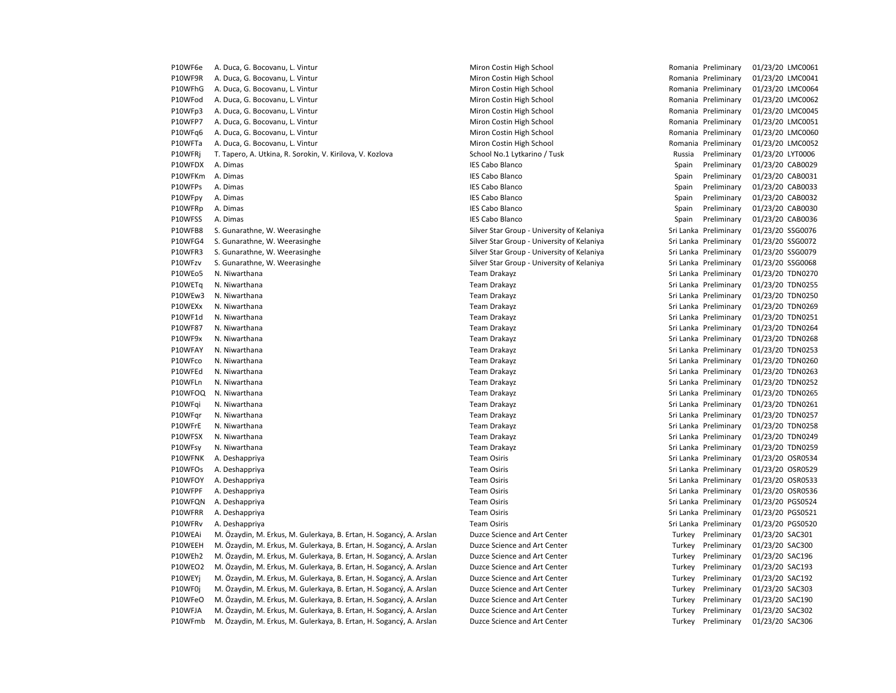| | | | | | | |
|---|---|---|---|---|---|---|
| P10WF6e | A. Duca, G. Bocovanu, L. Vintur | Miron Costin High School | Romania | Preliminary | 01/23/20 | LMC0061 |
| P10WF9R | A. Duca, G. Bocovanu, L. Vintur | Miron Costin High School | Romania | Preliminary | 01/23/20 | LMC0041 |
| P10WFhG | A. Duca, G. Bocovanu, L. Vintur | Miron Costin High School | Romania | Preliminary | 01/23/20 | LMC0064 |
| P10WFod | A. Duca, G. Bocovanu, L. Vintur | Miron Costin High School | Romania | Preliminary | 01/23/20 | LMC0062 |
| P10WFp3 | A. Duca, G. Bocovanu, L. Vintur | Miron Costin High School | Romania | Preliminary | 01/23/20 | LMC0045 |
| P10WFP7 | A. Duca, G. Bocovanu, L. Vintur | Miron Costin High School | Romania | Preliminary | 01/23/20 | LMC0051 |
| P10WFq6 | A. Duca, G. Bocovanu, L. Vintur | Miron Costin High School | Romania | Preliminary | 01/23/20 | LMC0060 |
| P10WFTa | A. Duca, G. Bocovanu, L. Vintur | Miron Costin High School | Romania | Preliminary | 01/23/20 | LMC0052 |
| P10WFRj | T. Tapero, A. Utkina, R. Sorokin, V. Kirilova, V. Kozlova | School No.1 Lytkarino / Tusk | Russia | Preliminary | 01/23/20 | LYT0006 |
| P10WFDX | A. Dimas | IES Cabo Blanco | Spain | Preliminary | 01/23/20 | CAB0029 |
| P10WFKm | A. Dimas | IES Cabo Blanco | Spain | Preliminary | 01/23/20 | CAB0031 |
| P10WFPs | A. Dimas | IES Cabo Blanco | Spain | Preliminary | 01/23/20 | CAB0033 |
| P10WFpy | A. Dimas | IES Cabo Blanco | Spain | Preliminary | 01/23/20 | CAB0032 |
| P10WFRp | A. Dimas | IES Cabo Blanco | Spain | Preliminary | 01/23/20 | CAB0030 |
| P10WFSS | A. Dimas | IES Cabo Blanco | Spain | Preliminary | 01/23/20 | CAB0036 |
| P10WFB8 | S. Gunarathne, W. Weerasinghe | Silver Star Group - University of Kelaniya | Sri Lanka | Preliminary | 01/23/20 | SSG0076 |
| P10WFG4 | S. Gunarathne, W. Weerasinghe | Silver Star Group - University of Kelaniya | Sri Lanka | Preliminary | 01/23/20 | SSG0072 |
| P10WFR3 | S. Gunarathne, W. Weerasinghe | Silver Star Group - University of Kelaniya | Sri Lanka | Preliminary | 01/23/20 | SSG0079 |
| P10WFzv | S. Gunarathne, W. Weerasinghe | Silver Star Group - University of Kelaniya | Sri Lanka | Preliminary | 01/23/20 | SSG0068 |
| P10WEo5 | N. Niwarthana | Team Drakayz | Sri Lanka | Preliminary | 01/23/20 | TDN0270 |
| P10WETq | N. Niwarthana | Team Drakayz | Sri Lanka | Preliminary | 01/23/20 | TDN0255 |
| P10WEw3 | N. Niwarthana | Team Drakayz | Sri Lanka | Preliminary | 01/23/20 | TDN0250 |
| P10WEXx | N. Niwarthana | Team Drakayz | Sri Lanka | Preliminary | 01/23/20 | TDN0269 |
| P10WF1d | N. Niwarthana | Team Drakayz | Sri Lanka | Preliminary | 01/23/20 | TDN0251 |
| P10WF87 | N. Niwarthana | Team Drakayz | Sri Lanka | Preliminary | 01/23/20 | TDN0264 |
| P10WF9x | N. Niwarthana | Team Drakayz | Sri Lanka | Preliminary | 01/23/20 | TDN0268 |
| P10WFAY | N. Niwarthana | Team Drakayz | Sri Lanka | Preliminary | 01/23/20 | TDN0253 |
| P10WFco | N. Niwarthana | Team Drakayz | Sri Lanka | Preliminary | 01/23/20 | TDN0260 |
| P10WFEd | N. Niwarthana | Team Drakayz | Sri Lanka | Preliminary | 01/23/20 | TDN0263 |
| P10WFLn | N. Niwarthana | Team Drakayz | Sri Lanka | Preliminary | 01/23/20 | TDN0252 |
| P10WFOQ | N. Niwarthana | Team Drakayz | Sri Lanka | Preliminary | 01/23/20 | TDN0265 |
| P10WFqi | N. Niwarthana | Team Drakayz | Sri Lanka | Preliminary | 01/23/20 | TDN0261 |
| P10WFqr | N. Niwarthana | Team Drakayz | Sri Lanka | Preliminary | 01/23/20 | TDN0257 |
| P10WFrE | N. Niwarthana | Team Drakayz | Sri Lanka | Preliminary | 01/23/20 | TDN0258 |
| P10WFSX | N. Niwarthana | Team Drakayz | Sri Lanka | Preliminary | 01/23/20 | TDN0249 |
| P10WFsy | N. Niwarthana | Team Drakayz | Sri Lanka | Preliminary | 01/23/20 | TDN0259 |
| P10WFNK | A. Deshappriya | Team Osiris | Sri Lanka | Preliminary | 01/23/20 | OSR0534 |
| P10WFOs | A. Deshappriya | Team Osiris | Sri Lanka | Preliminary | 01/23/20 | OSR0529 |
| P10WFOY | A. Deshappriya | Team Osiris | Sri Lanka | Preliminary | 01/23/20 | OSR0533 |
| P10WFPF | A. Deshappriya | Team Osiris | Sri Lanka | Preliminary | 01/23/20 | OSR0536 |
| P10WFQN | A. Deshappriya | Team Osiris | Sri Lanka | Preliminary | 01/23/20 | PGS0524 |
| P10WFRR | A. Deshappriya | Team Osiris | Sri Lanka | Preliminary | 01/23/20 | PGS0521 |
| P10WFRv | A. Deshappriya | Team Osiris | Sri Lanka | Preliminary | 01/23/20 | PGS0520 |
| P10WEAi | M. Özaydin, M. Erkus, M. Gulerkaya, B. Ertan, H. Sogancý, A. Arslan | Duzce Science and Art Center | Turkey | Preliminary | 01/23/20 | SAC301 |
| P10WEEH | M. Özaydin, M. Erkus, M. Gulerkaya, B. Ertan, H. Sogancý, A. Arslan | Duzce Science and Art Center | Turkey | Preliminary | 01/23/20 | SAC300 |
| P10WEh2 | M. Özaydin, M. Erkus, M. Gulerkaya, B. Ertan, H. Sogancý, A. Arslan | Duzce Science and Art Center | Turkey | Preliminary | 01/23/20 | SAC196 |
| P10WEO2 | M. Özaydin, M. Erkus, M. Gulerkaya, B. Ertan, H. Sogancý, A. Arslan | Duzce Science and Art Center | Turkey | Preliminary | 01/23/20 | SAC193 |
| P10WEYj | M. Özaydin, M. Erkus, M. Gulerkaya, B. Ertan, H. Sogancý, A. Arslan | Duzce Science and Art Center | Turkey | Preliminary | 01/23/20 | SAC192 |
| P10WF0j | M. Özaydin, M. Erkus, M. Gulerkaya, B. Ertan, H. Sogancý, A. Arslan | Duzce Science and Art Center | Turkey | Preliminary | 01/23/20 | SAC303 |
| P10WFeO | M. Özaydin, M. Erkus, M. Gulerkaya, B. Ertan, H. Sogancý, A. Arslan | Duzce Science and Art Center | Turkey | Preliminary | 01/23/20 | SAC190 |
| P10WFJA | M. Özaydin, M. Erkus, M. Gulerkaya, B. Ertan, H. Sogancý, A. Arslan | Duzce Science and Art Center | Turkey | Preliminary | 01/23/20 | SAC302 |
| P10WFmb | M. Özaydin, M. Erkus, M. Gulerkaya, B. Ertan, H. Sogancý, A. Arslan | Duzce Science and Art Center | Turkey | Preliminary | 01/23/20 | SAC306 |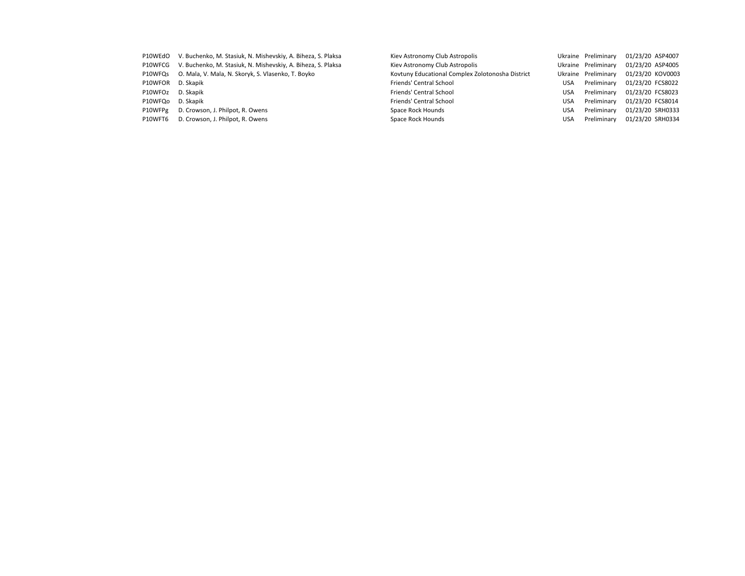| | | | | | | |
|---|---|---|---|---|---|---|
| P10WEdO | V. Buchenko, M. Stasiuk, N. Mishevskiy, A. Biheza, S. Plaksa | Kiev Astronomy Club Astropolis | Ukraine | Preliminary | 01/23/20 | ASP4007 |
| P10WFCG | V. Buchenko, M. Stasiuk, N. Mishevskiy, A. Biheza, S. Plaksa | Kiev Astronomy Club Astropolis | Ukraine | Preliminary | 01/23/20 | ASP4005 |
| P10WFQs | O. Mala, V. Mala, N. Skoryk, S. Vlasenko, T. Boyko | Kovtuny Educational Complex Zolotonosha District | Ukraine | Preliminary | 01/23/20 | KOV0003 |
| P10WFOR | D. Skapik | Friends' Central School | USA | Preliminary | 01/23/20 | FCS8022 |
| P10WFOz | D. Skapik | Friends' Central School | USA | Preliminary | 01/23/20 | FCS8023 |
| P10WFQo | D. Skapik | Friends' Central School | USA | Preliminary | 01/23/20 | FCS8014 |
| P10WFPg | D. Crowson, J. Philpot, R. Owens | Space Rock Hounds | USA | Preliminary | 01/23/20 | SRH0333 |
| P10WFT6 | D. Crowson, J. Philpot, R. Owens | Space Rock Hounds | USA | Preliminary | 01/23/20 | SRH0334 |